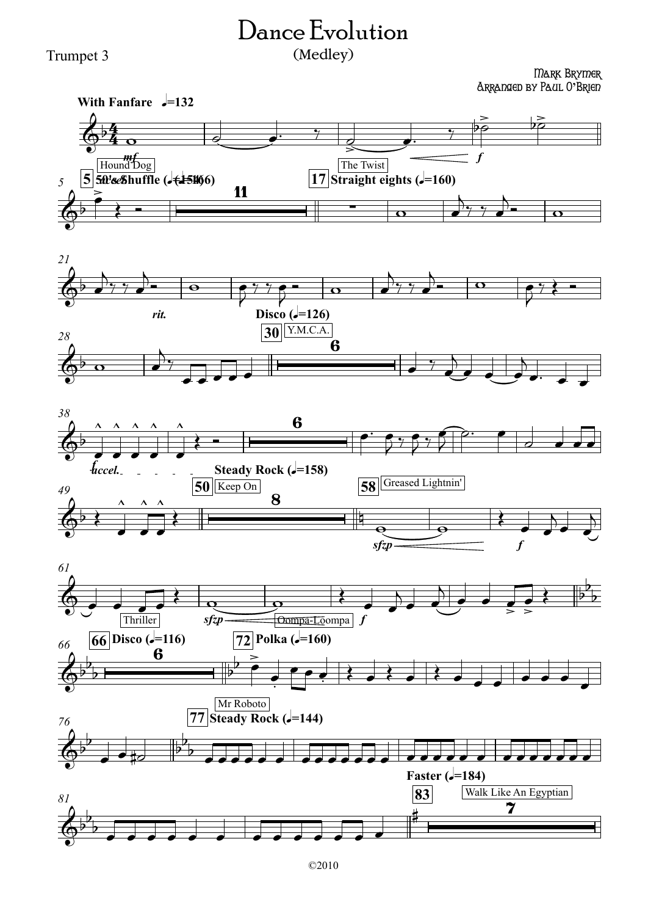# Dance Evolution

(Medley)

Trumpet 3

Mark Brymer
Arranged by Paul O'Brien

©2010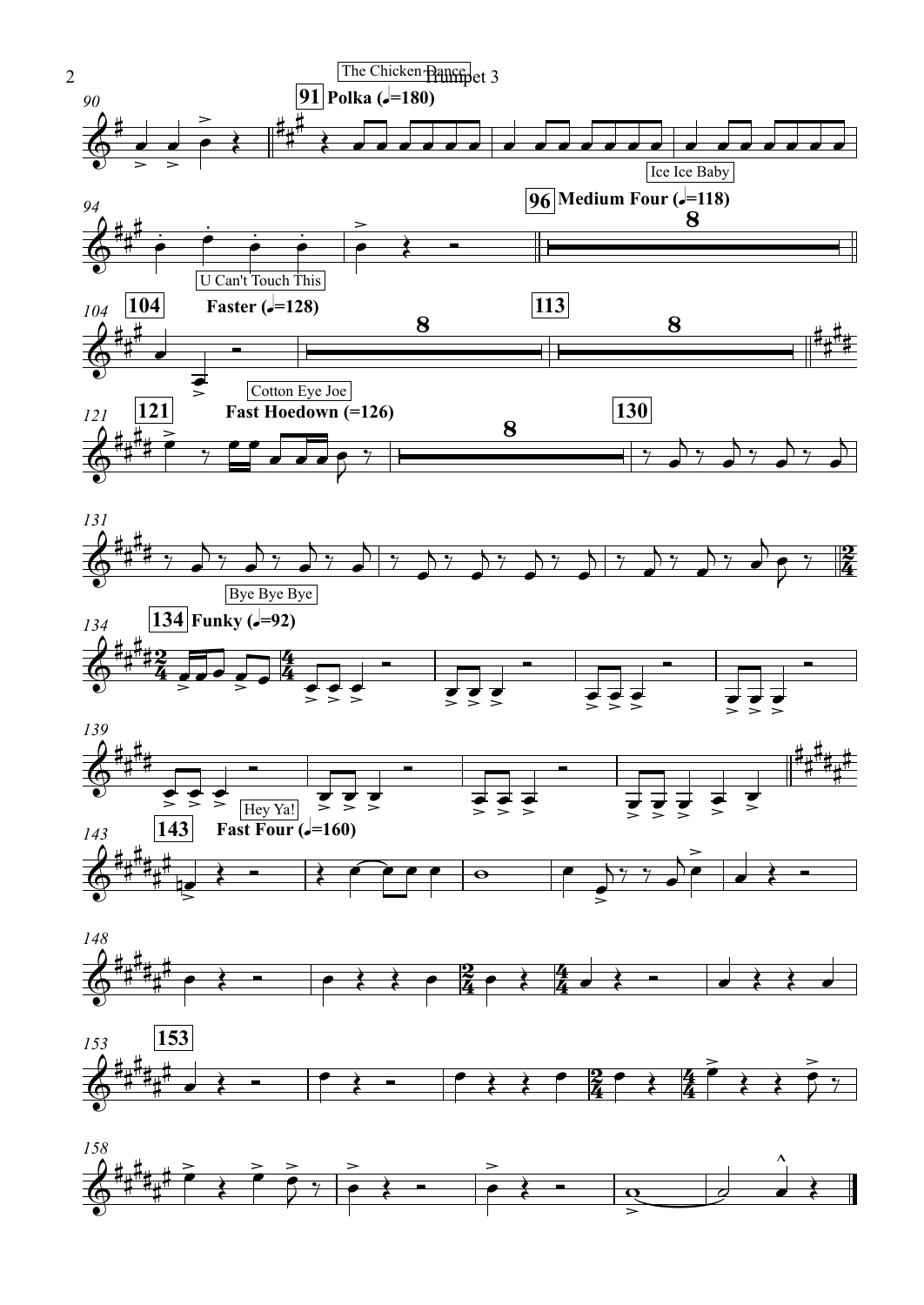The Chicken Dance

Trumpet 3

**91** **Polka (♩=180)**

Ice Ice Baby

**96** **Medium Four (♩=118)**

U Can't Touch This

**104** **Faster (♩=128)**

**113**

Cotton Eye Joe

**121** **Fast Hoedown (=126)**

**130**

Bye Bye Bye

**134** **Funky (♩=92)**

Hey Ya!

**143** **Fast Four (♩=160)**

**153**